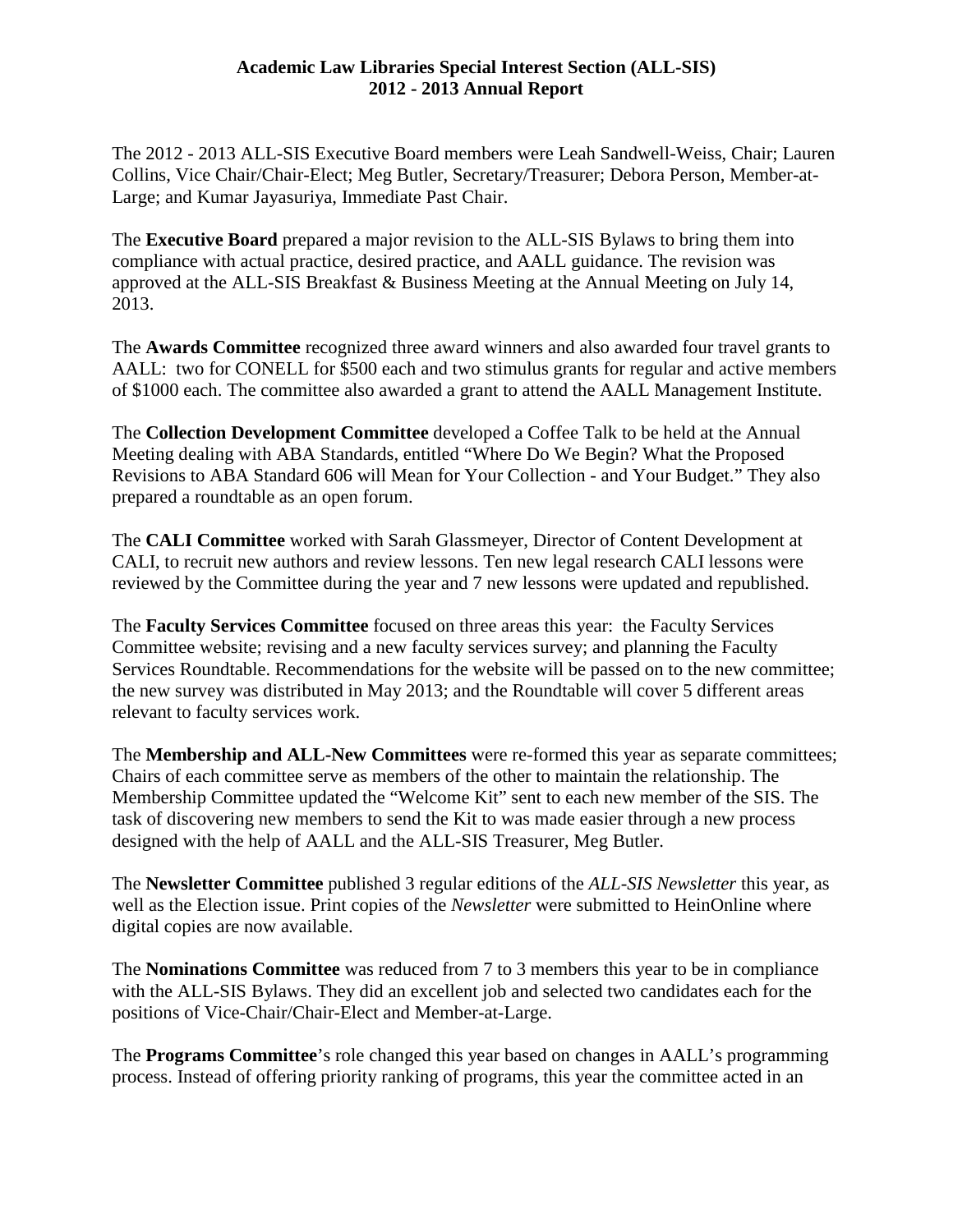**Academic Law Libraries Special Interest Section (ALL-SIS)**
**2012 - 2013 Annual Report**

The 2012 - 2013 ALL-SIS Executive Board members were Leah Sandwell-Weiss, Chair; Lauren Collins, Vice Chair/Chair-Elect; Meg Butler, Secretary/Treasurer; Debora Person, Member-at-Large; and Kumar Jayasuriya, Immediate Past Chair.

The **Executive Board** prepared a major revision to the ALL-SIS Bylaws to bring them into compliance with actual practice, desired practice, and AALL guidance. The revision was approved at the ALL-SIS Breakfast & Business Meeting at the Annual Meeting on July 14, 2013.

The **Awards Committee** recognized three award winners and also awarded four travel grants to AALL: two for CONELL for $500 each and two stimulus grants for regular and active members of $1000 each. The committee also awarded a grant to attend the AALL Management Institute.

The **Collection Development Committee** developed a Coffee Talk to be held at the Annual Meeting dealing with ABA Standards, entitled "Where Do We Begin? What the Proposed Revisions to ABA Standard 606 will Mean for Your Collection - and Your Budget." They also prepared a roundtable as an open forum.

The **CALI Committee** worked with Sarah Glassmeyer, Director of Content Development at CALI, to recruit new authors and review lessons. Ten new legal research CALI lessons were reviewed by the Committee during the year and 7 new lessons were updated and republished.

The **Faculty Services Committee** focused on three areas this year: the Faculty Services Committee website; revising and a new faculty services survey; and planning the Faculty Services Roundtable. Recommendations for the website will be passed on to the new committee; the new survey was distributed in May 2013; and the Roundtable will cover 5 different areas relevant to faculty services work.

The **Membership and ALL-New Committees** were re-formed this year as separate committees; Chairs of each committee serve as members of the other to maintain the relationship. The Membership Committee updated the "Welcome Kit" sent to each new member of the SIS. The task of discovering new members to send the Kit to was made easier through a new process designed with the help of AALL and the ALL-SIS Treasurer, Meg Butler.

The **Newsletter Committee** published 3 regular editions of the *ALL-SIS Newsletter* this year, as well as the Election issue. Print copies of the *Newsletter* were submitted to HeinOnline where digital copies are now available.

The **Nominations Committee** was reduced from 7 to 3 members this year to be in compliance with the ALL-SIS Bylaws. They did an excellent job and selected two candidates each for the positions of Vice-Chair/Chair-Elect and Member-at-Large.

The **Programs Committee**'s role changed this year based on changes in AALL's programming process. Instead of offering priority ranking of programs, this year the committee acted in an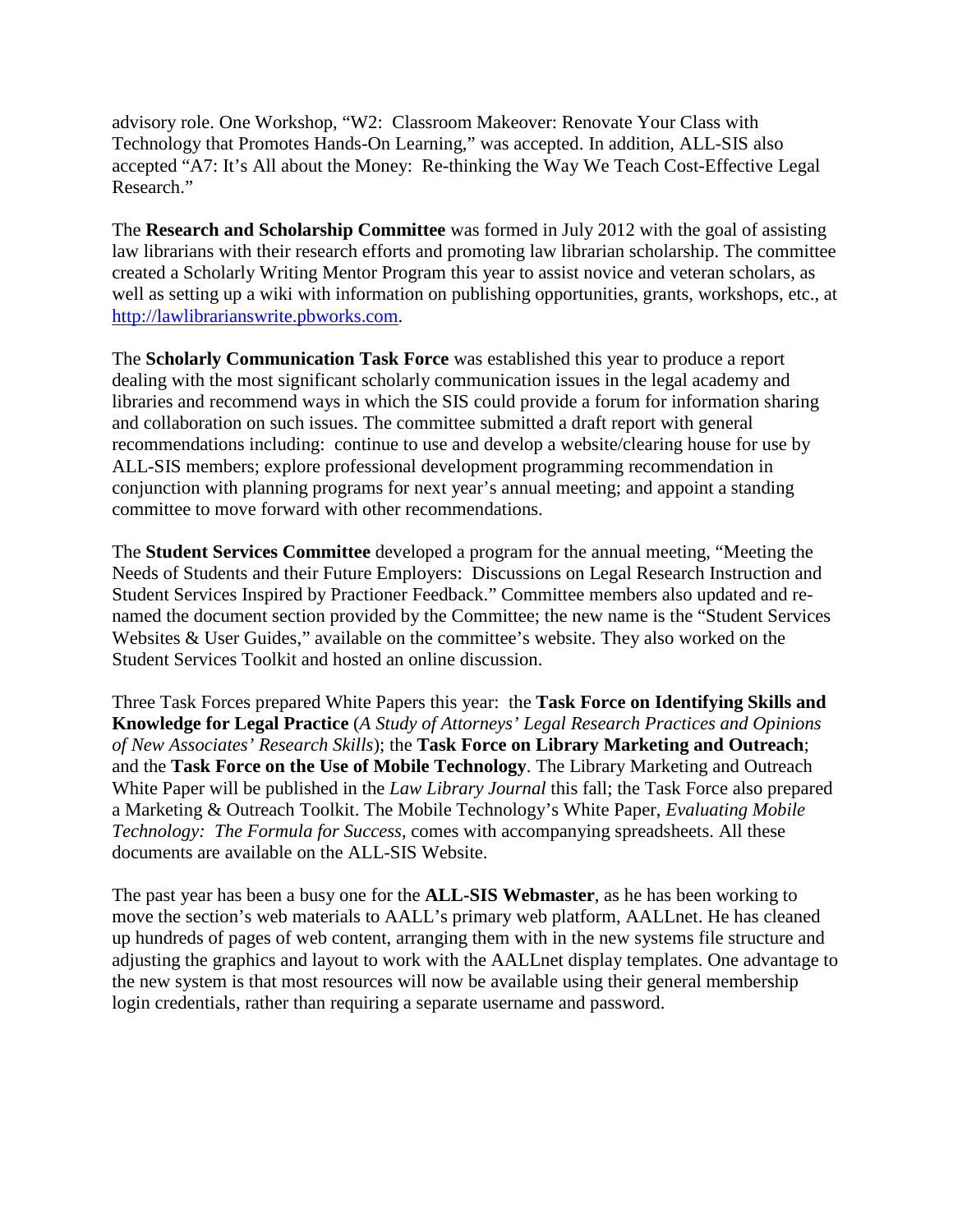advisory role. One Workshop, "W2: Classroom Makeover: Renovate Your Class with Technology that Promotes Hands-On Learning," was accepted. In addition, ALL-SIS also accepted "A7: It's All about the Money: Re-thinking the Way We Teach Cost-Effective Legal Research."

The **Research and Scholarship Committee** was formed in July 2012 with the goal of assisting law librarians with their research efforts and promoting law librarian scholarship. The committee created a Scholarly Writing Mentor Program this year to assist novice and veteran scholars, as well as setting up a wiki with information on publishing opportunities, grants, workshops, etc., at http://lawlibrarianswrite.pbworks.com.

The **Scholarly Communication Task Force** was established this year to produce a report dealing with the most significant scholarly communication issues in the legal academy and libraries and recommend ways in which the SIS could provide a forum for information sharing and collaboration on such issues. The committee submitted a draft report with general recommendations including: continue to use and develop a website/clearing house for use by ALL-SIS members; explore professional development programming recommendation in conjunction with planning programs for next year's annual meeting; and appoint a standing committee to move forward with other recommendations.

The **Student Services Committee** developed a program for the annual meeting, "Meeting the Needs of Students and their Future Employers: Discussions on Legal Research Instruction and Student Services Inspired by Practioner Feedback." Committee members also updated and re-named the document section provided by the Committee; the new name is the "Student Services Websites & User Guides," available on the committee's website. They also worked on the Student Services Toolkit and hosted an online discussion.

Three Task Forces prepared White Papers this year: the **Task Force on Identifying Skills and Knowledge for Legal Practice** (*A Study of Attorneys' Legal Research Practices and Opinions of New Associates' Research Skills*); the **Task Force on Library Marketing and Outreach**; and the **Task Force on the Use of Mobile Technology**. The Library Marketing and Outreach White Paper will be published in the *Law Library Journal* this fall; the Task Force also prepared a Marketing & Outreach Toolkit. The Mobile Technology's White Paper, *Evaluating Mobile Technology: The Formula for Success*, comes with accompanying spreadsheets. All these documents are available on the ALL-SIS Website.

The past year has been a busy one for the **ALL-SIS Webmaster**, as he has been working to move the section's web materials to AALL's primary web platform, AALLnet. He has cleaned up hundreds of pages of web content, arranging them with in the new systems file structure and adjusting the graphics and layout to work with the AALLnet display templates. One advantage to the new system is that most resources will now be available using their general membership login credentials, rather than requiring a separate username and password.